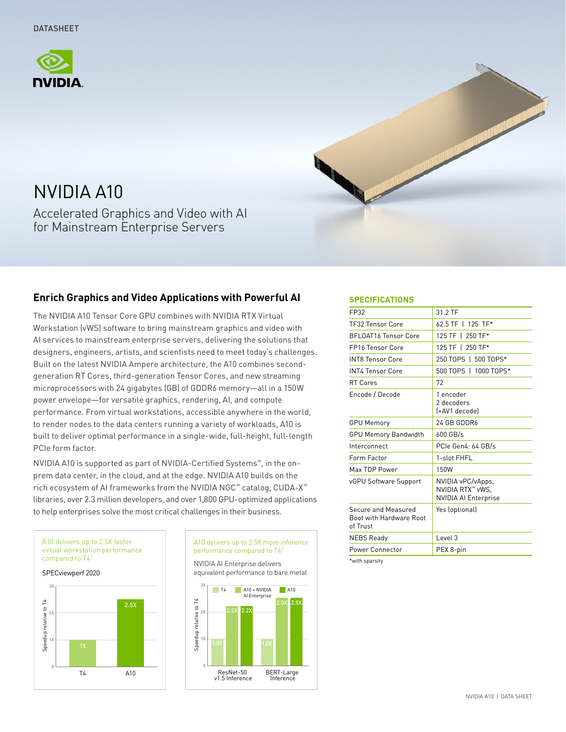DATASHEET

# NVIDIA A10

Accelerated Graphics and Video with AI for Mainstream Enterprise Servers

## Enrich Graphics and Video Applications with Powerful AI

The NVIDIA A10 Tensor Core GPU combines with NVIDIA RTX Virtual Workstation (vWS) software to bring mainstream graphics and video with AI services to mainstream enterprise servers, delivering the solutions that designers, engineers, artists, and scientists need to meet today's challenges. Built on the latest NVIDIA Ampere architecture, the A10 combines second-generation RT Cores, third-generation Tensor Cores, and new streaming microprocessors with 24 gigabytes (GB) of GDDR6 memory—all in a 150W power envelope—for versatile graphics, rendering, AI, and compute performance. From virtual workstations, accessible anywhere in the world, to render nodes to the data centers running a variety of workloads, A10 is built to deliver optimal performance in a single-wide, full-height, full-length PCIe form factor.

NVIDIA A10 is supported as part of NVIDIA-Certified Systems™, in the on-prem data center, in the cloud, and at the edge. NVIDIA A10 builds on the rich ecosystem of AI frameworks from the NVIDIA NGC™ catalog, CUDA-X™ libraries, over 2.3 million developers, and over 1,800 GPU-optimized applications to help enterprises solve the most critical challenges in their business.

A10 delivers up to 2.5X faster virtual workstation performance compared to T4[1]

SPECviewperf 2020

| | Speedup relative to T4 |
|---|---|
| T4 | 1X |
| A10 | 2.5X |

A10 delivers up to 2.5X more inference performance compared to T4[2]

NVIDIA AI Enterprise delivers equivalent performance to bare metal

| | T4 | A10 + NVIDIA AI Enterprise | A10 |
|---|---|---|---|
| ResNet-50 v1.5 Inference | 1.0X | 2.2X | 2.2X |
| BERT-Large Inference | 1.0X | 2.5X | 2.5X |

### SPECIFICATIONS

| | |
|---|---|
| FP32 | 31.2 TF |
| TF32 Tensor Core | 62.5 TF \| 125 TF* |
| BFLOAT16 Tensor Core | 125 TF \| 250 TF* |
| FP16 Tensor Core | 125 TF \| 250 TF* |
| INT8 Tensor Core | 250 TOPS \| 500 TOPS* |
| INT4 Tensor Core | 500 TOPS \| 1000 TOPS* |
| RT Cores | 72 |
| Encode / Decode | 1 encoder<br>2 decoders<br>(+AV1 decode) |
| GPU Memory | 24 GB GDDR6 |
| GPU Memory Bandwidth | 600 GB/s |
| Interconnect | PCIe Gen4: 64 GB/s |
| Form Factor | 1-slot FHFL |
| Max TDP Power | 150W |
| vGPU Software Support | NVIDIA vPC/vApps,<br>NVIDIA RTX™ vWS,<br>NVIDIA AI Enterprise |
| Secure and Measured Boot with Hardware Root of Trust | Yes (optional) |
| NEBS Ready | Level 3 |
| Power Connector | PEX 8-pin |

*with sparsity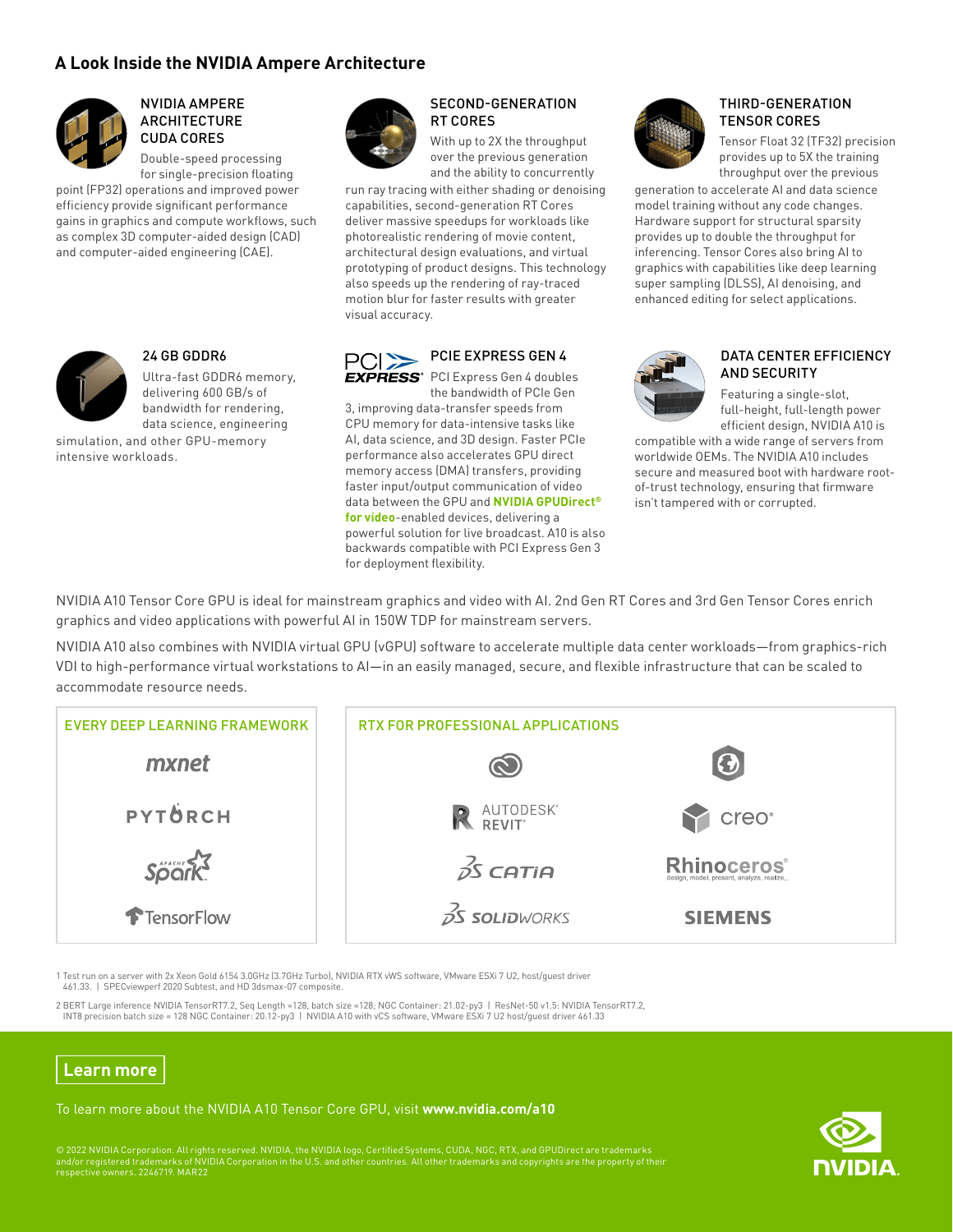## A Look Inside the NVIDIA Ampere Architecture

### NVIDIA AMPERE ARCHITECTURE CUDA CORES

Double-speed processing for single-precision floating point (FP32) operations and improved power efficiency provide significant performance gains in graphics and compute workflows, such as complex 3D computer-aided design (CAD) and computer-aided engineering (CAE).

### SECOND-GENERATION RT CORES

With up to 2X the throughput over the previous generation and the ability to concurrently run ray tracing with either shading or denoising capabilities, second-generation RT Cores deliver massive speedups for workloads like photorealistic rendering of movie content, architectural design evaluations, and virtual prototyping of product designs. This technology also speeds up the rendering of ray-traced motion blur for faster results with greater visual accuracy.

### THIRD-GENERATION TENSOR CORES

Tensor Float 32 (TF32) precision provides up to 5X the training throughput over the previous generation to accelerate AI and data science model training without any code changes. Hardware support for structural sparsity provides up to double the throughput for inferencing. Tensor Cores also bring AI to graphics with capabilities like deep learning super sampling (DLSS), AI denoising, and enhanced editing for select applications.

### 24 GB GDDR6

Ultra-fast GDDR6 memory, delivering 600 GB/s of bandwidth for rendering, data science, engineering simulation, and other GPU-memory intensive workloads.

### PCIE EXPRESS GEN 4

PCI Express Gen 4 doubles the bandwidth of PCIe Gen 3, improving data-transfer speeds from CPU memory for data-intensive tasks like AI, data science, and 3D design. Faster PCIe performance also accelerates GPU direct memory access (DMA) transfers, providing faster input/output communication of video data between the GPU and **NVIDIA GPUDirect® for video**-enabled devices, delivering a powerful solution for live broadcast. A10 is also backwards compatible with PCI Express Gen 3 for deployment flexibility.

### DATA CENTER EFFICIENCY AND SECURITY

Featuring a single-slot, full-height, full-length power efficient design, NVIDIA A10 is compatible with a wide range of servers from worldwide OEMs. The NVIDIA A10 includes secure and measured boot with hardware root-of-trust technology, ensuring that firmware isn't tampered with or corrupted.

NVIDIA A10 Tensor Core GPU is ideal for mainstream graphics and video with AI. 2nd Gen RT Cores and 3rd Gen Tensor Cores enrich graphics and video applications with powerful AI in 150W TDP for mainstream servers.

NVIDIA A10 also combines with NVIDIA virtual GPU (vGPU) software to accelerate multiple data center workloads—from graphics-rich VDI to high-performance virtual workstations to AI—in an easily managed, secure, and flexible infrastructure that can be scaled to accommodate resource needs.

**EVERY DEEP LEARNING FRAMEWORK**

mxnet

PYTORCH

Apache Spark

TensorFlow

**RTX FOR PROFESSIONAL APPLICATIONS**

AUTODESK® REVIT®

creo®

CATIA

Rhinoceros® design, model, present, analyze, realize...

SOLIDWORKS

SIEMENS

1 Test run on a server with 2x Xeon Gold 6154 3.0GHz (3.7GHz Turbo), NVIDIA RTX vWS software, VMware ESXi 7 U2, host/guest driver 461.33. | SPECviewperf 2020 Subtest, and HD 3dsmax-07 composite.

2 BERT Large inference NVIDIA TensorRT7.2, Seq Length =128, batch size =128; NGC Container: 21.02-py3 | ResNet-50 v1.5: NVIDIA TensorRT7.2, INT8 precision batch size = 128 NGC Container: 20.12-py3 | NVIDIA A10 with vCS software, VMware ESXi 7 U2 host/guest driver 461.33

**Learn more**

To learn more about the NVIDIA A10 Tensor Core GPU, visit **www.nvidia.com/a10**

© 2022 NVIDIA Corporation. All rights reserved. NVIDIA, the NVIDIA logo, Certified Systems, CUDA, NGC, RTX, and GPUDirect are trademarks and/or registered trademarks of NVIDIA Corporation in the U.S. and other countries. All other trademarks and copyrights are the property of their respective owners. 2246719. MAR22